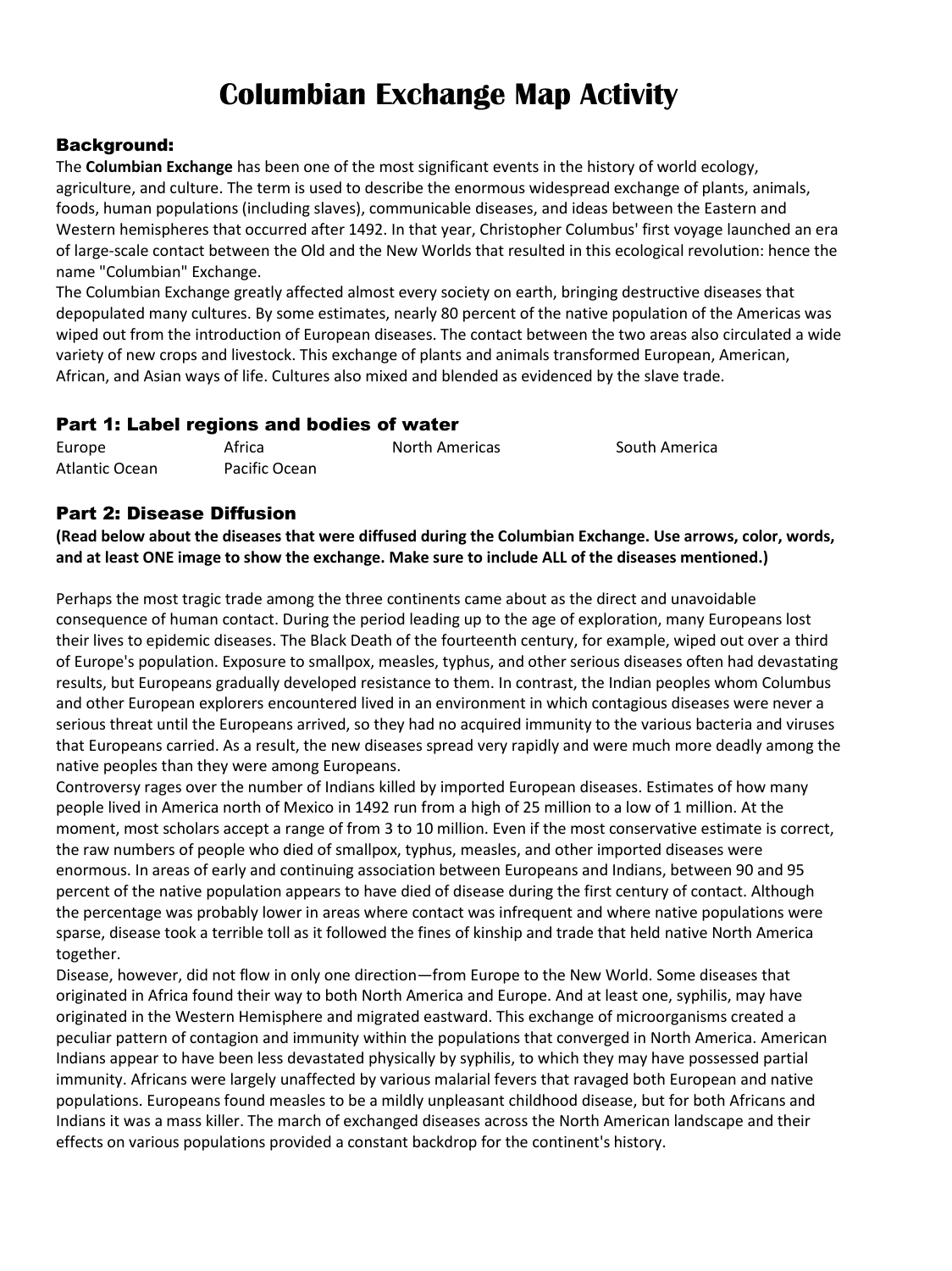# Columbian Exchange Map Activity

## Background:

The **Columbian Exchange** has been one of the most significant events in the history of world ecology, agriculture, and culture. The term is used to describe the enormous widespread exchange of plants, animals, foods, human populations (including slaves), communicable diseases, and ideas between the Eastern and Western hemispheres that occurred after 1492. In that year, Christopher Columbus' first voyage launched an era of large-scale contact between the Old and the New Worlds that resulted in this ecological revolution: hence the name "Columbian" Exchange.

The Columbian Exchange greatly affected almost every society on earth, bringing destructive diseases that depopulated many cultures. By some estimates, nearly 80 percent of the native population of the Americas was wiped out from the introduction of European diseases. The contact between the two areas also circulated a wide variety of new crops and livestock. This exchange of plants and animals transformed European, American, African, and Asian ways of life. Cultures also mixed and blended as evidenced by the slave trade.

## Part 1: Label regions and bodies of water

| | | | |
|---|---|---|---|
| Europe | Africa | North Americas | South America |
| Atlantic Ocean | Pacific Ocean | | |

## Part 2: Disease Diffusion

**(Read below about the diseases that were diffused during the Columbian Exchange. Use arrows, color, words, and at least ONE image to show the exchange. Make sure to include ALL of the diseases mentioned.)**

Perhaps the most tragic trade among the three continents came about as the direct and unavoidable consequence of human contact. During the period leading up to the age of exploration, many Europeans lost their lives to epidemic diseases. The Black Death of the fourteenth century, for example, wiped out over a third of Europe's population. Exposure to smallpox, measles, typhus, and other serious diseases often had devastating results, but Europeans gradually developed resistance to them. In contrast, the Indian peoples whom Columbus and other European explorers encountered lived in an environment in which contagious diseases were never a serious threat until the Europeans arrived, so they had no acquired immunity to the various bacteria and viruses that Europeans carried. As a result, the new diseases spread very rapidly and were much more deadly among the native peoples than they were among Europeans.

Controversy rages over the number of Indians killed by imported European diseases. Estimates of how many people lived in America north of Mexico in 1492 run from a high of 25 million to a low of 1 million. At the moment, most scholars accept a range of from 3 to 10 million. Even if the most conservative estimate is correct, the raw numbers of people who died of smallpox, typhus, measles, and other imported diseases were enormous. In areas of early and continuing association between Europeans and Indians, between 90 and 95 percent of the native population appears to have died of disease during the first century of contact. Although the percentage was probably lower in areas where contact was infrequent and where native populations were sparse, disease took a terrible toll as it followed the fines of kinship and trade that held native North America together.

Disease, however, did not flow in only one direction—from Europe to the New World. Some diseases that originated in Africa found their way to both North America and Europe. And at least one, syphilis, may have originated in the Western Hemisphere and migrated eastward. This exchange of microorganisms created a peculiar pattern of contagion and immunity within the populations that converged in North America. American Indians appear to have been less devastated physically by syphilis, to which they may have possessed partial immunity. Africans were largely unaffected by various malarial fevers that ravaged both European and native populations. Europeans found measles to be a mildly unpleasant childhood disease, but for both Africans and Indians it was a mass killer. The march of exchanged diseases across the North American landscape and their effects on various populations provided a constant backdrop for the continent's history.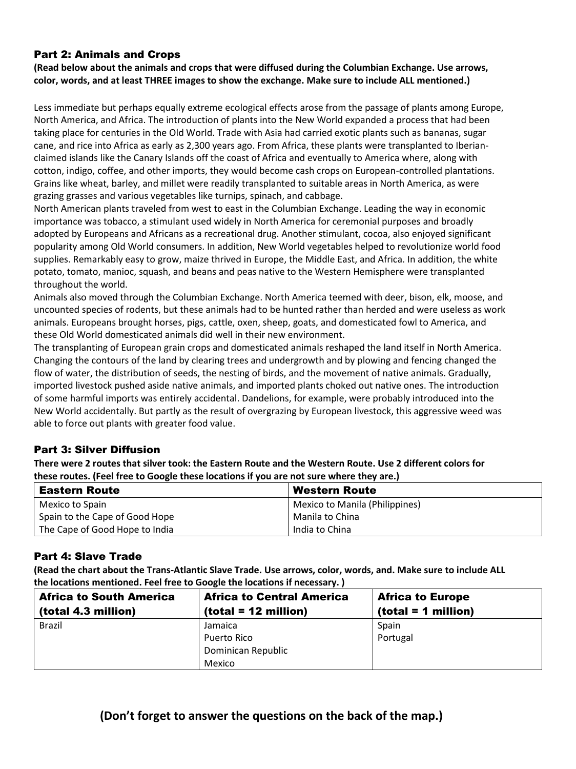## Part 2: Animals and Crops

**(Read below about the animals and crops that were diffused during the Columbian Exchange. Use arrows, color, words, and at least THREE images to show the exchange. Make sure to include ALL mentioned.)**

Less immediate but perhaps equally extreme ecological effects arose from the passage of plants among Europe, North America, and Africa. The introduction of plants into the New World expanded a process that had been taking place for centuries in the Old World. Trade with Asia had carried exotic plants such as bananas, sugar cane, and rice into Africa as early as 2,300 years ago. From Africa, these plants were transplanted to Iberian-claimed islands like the Canary Islands off the coast of Africa and eventually to America where, along with cotton, indigo, coffee, and other imports, they would become cash crops on European-controlled plantations. Grains like wheat, barley, and millet were readily transplanted to suitable areas in North America, as were grazing grasses and various vegetables like turnips, spinach, and cabbage.

North American plants traveled from west to east in the Columbian Exchange. Leading the way in economic importance was tobacco, a stimulant used widely in North America for ceremonial purposes and broadly adopted by Europeans and Africans as a recreational drug. Another stimulant, cocoa, also enjoyed significant popularity among Old World consumers. In addition, New World vegetables helped to revolutionize world food supplies. Remarkably easy to grow, maize thrived in Europe, the Middle East, and Africa. In addition, the white potato, tomato, manioc, squash, and beans and peas native to the Western Hemisphere were transplanted throughout the world.

Animals also moved through the Columbian Exchange. North America teemed with deer, bison, elk, moose, and uncounted species of rodents, but these animals had to be hunted rather than herded and were useless as work animals. Europeans brought horses, pigs, cattle, oxen, sheep, goats, and domesticated fowl to America, and these Old World domesticated animals did well in their new environment.

The transplanting of European grain crops and domesticated animals reshaped the land itself in North America. Changing the contours of the land by clearing trees and undergrowth and by plowing and fencing changed the flow of water, the distribution of seeds, the nesting of birds, and the movement of native animals. Gradually, imported livestock pushed aside native animals, and imported plants choked out native ones. The introduction of some harmful imports was entirely accidental. Dandelions, for example, were probably introduced into the New World accidentally. But partly as the result of overgrazing by European livestock, this aggressive weed was able to force out plants with greater food value.

## Part 3: Silver Diffusion

**There were 2 routes that silver took: the Eastern Route and the Western Route. Use 2 different colors for these routes. (Feel free to Google these locations if you are not sure where they are.)**

| Eastern Route | Western Route |
|---|---|
| Mexico to Spain | Mexico to Manila (Philippines) |
| Spain to the Cape of Good Hope | Manila to China |
| The Cape of Good Hope to India | India to China |

## Part 4: Slave Trade

**(Read the chart about the Trans-Atlantic Slave Trade. Use arrows, color, words, and. Make sure to include ALL the locations mentioned. Feel free to Google the locations if necessary. )**

| Africa to South America (total 4.3 million) | Africa to Central America (total = 12 million) | Africa to Europe (total = 1 million) |
|---|---|---|
| Brazil | Jamaica<br>Puerto Rico<br>Dominican Republic<br>Mexico | Spain<br>Portugal |

**(Don't forget to answer the questions on the back of the map.)**